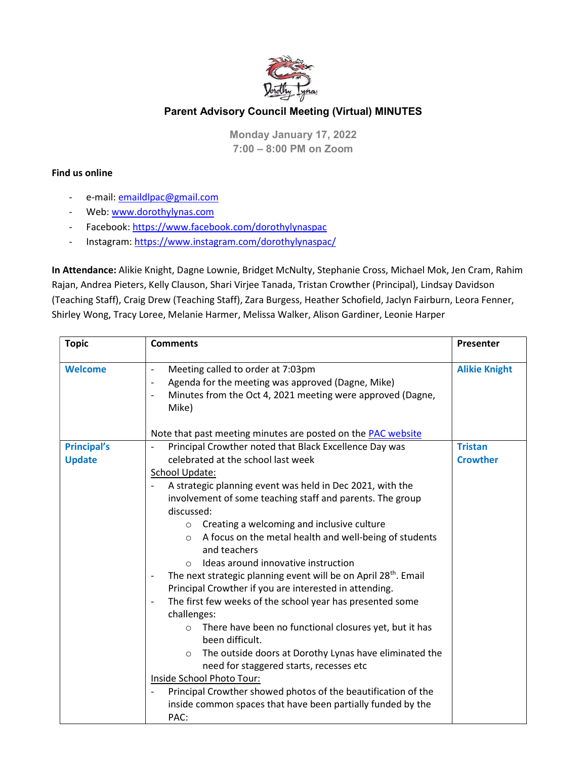# Parent Advisory Council Meeting (Virtual) MINUTES

**Monday January 17, 2022**
**7:00 – 8:00 PM on Zoom**

**Find us online**

- e-mail: emaildlpac@gmail.com
- Web: www.dorothylynas.com
- Facebook: https://www.facebook.com/dorothylynaspac
- Instagram: https://www.instagram.com/dorothylynaspac/

**In Attendance:** Alikie Knight, Dagne Lownie, Bridget McNulty, Stephanie Cross, Michael Mok, Jen Cram, Rahim Rajan, Andrea Pieters, Kelly Clauson, Shari Virjee Tanada, Tristan Crowther (Principal), Lindsay Davidson (Teaching Staff), Craig Drew (Teaching Staff), Zara Burgess, Heather Schofield, Jaclyn Fairburn, Leora Fenner, Shirley Wong, Tracy Loree, Melanie Harmer, Melissa Walker, Alison Gardiner, Leonie Harper

| Topic | Comments | Presenter |
|---|---|---|
| **Welcome** | - Meeting called to order at 7:03pm<br>- Agenda for the meeting was approved (Dagne, Mike)<br>- Minutes from the Oct 4, 2021 meeting were approved (Dagne, Mike)<br><br>Note that past meeting minutes are posted on the PAC website | **Alikie Knight** |
| **Principal's Update** | - Principal Crowther noted that Black Excellence Day was celebrated at the school last week<br>School Update:<br>- A strategic planning event was held in Dec 2021, with the involvement of some teaching staff and parents. The group discussed:<br>&nbsp;&nbsp;○ Creating a welcoming and inclusive culture<br>&nbsp;&nbsp;○ A focus on the metal health and well-being of students and teachers<br>&nbsp;&nbsp;○ Ideas around innovative instruction<br>- The next strategic planning event will be on April 28th. Email Principal Crowther if you are interested in attending.<br>- The first few weeks of the school year has presented some challenges:<br>&nbsp;&nbsp;○ There have been no functional closures yet, but it has been difficult.<br>&nbsp;&nbsp;○ The outside doors at Dorothy Lynas have eliminated the need for staggered starts, recesses etc<br>Inside School Photo Tour:<br>- Principal Crowther showed photos of the beautification of the inside common spaces that have been partially funded by the PAC: | **Tristan Crowther** |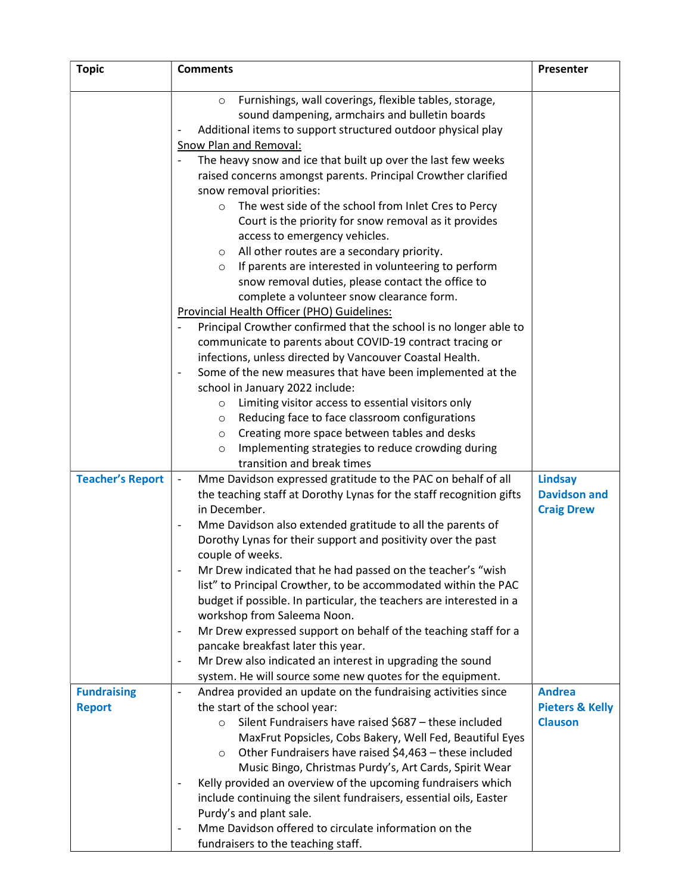| Topic | Comments | Presenter |
|---|---|---|
| | ◦ Furnishings, wall coverings, flexible tables, storage, sound dampening, armchairs and bulletin boards<br>- Additional items to support structured outdoor physical play<br><u>Snow Plan and Removal:</u><br>- The heavy snow and ice that built up over the last few weeks raised concerns amongst parents. Principal Crowther clarified snow removal priorities:<br>◦ The west side of the school from Inlet Cres to Percy Court is the priority for snow removal as it provides access to emergency vehicles.<br>◦ All other routes are a secondary priority.<br>◦ If parents are interested in volunteering to perform snow removal duties, please contact the office to complete a volunteer snow clearance form.<br><u>Provincial Health Officer (PHO) Guidelines:</u><br>- Principal Crowther confirmed that the school is no longer able to communicate to parents about COVID-19 contract tracing or infections, unless directed by Vancouver Coastal Health.<br>- Some of the new measures that have been implemented at the school in January 2022 include:<br>◦ Limiting visitor access to essential visitors only<br>◦ Reducing face to face classroom configurations<br>◦ Creating more space between tables and desks<br>◦ Implementing strategies to reduce crowding during transition and break times | |
| **Teacher's Report** | - Mme Davidson expressed gratitude to the PAC on behalf of all the teaching staff at Dorothy Lynas for the staff recognition gifts in December.<br>- Mme Davidson also extended gratitude to all the parents of Dorothy Lynas for their support and positivity over the past couple of weeks.<br>- Mr Drew indicated that he had passed on the teacher's "wish list" to Principal Crowther, to be accommodated within the PAC budget if possible. In particular, the teachers are interested in a workshop from Saleema Noon.<br>- Mr Drew expressed support on behalf of the teaching staff for a pancake breakfast later this year.<br>- Mr Drew also indicated an interest in upgrading the sound system. He will source some new quotes for the equipment. | **Lindsay Davidson and Craig Drew** |
| **Fundraising Report** | - Andrea provided an update on the fundraising activities since the start of the school year:<br>◦ Silent Fundraisers have raised $687 – these included MaxFrut Popsicles, Cobs Bakery, Well Fed, Beautiful Eyes<br>◦ Other Fundraisers have raised $4,463 – these included Music Bingo, Christmas Purdy's, Art Cards, Spirit Wear<br>- Kelly provided an overview of the upcoming fundraisers which include continuing the silent fundraisers, essential oils, Easter Purdy's and plant sale.<br>- Mme Davidson offered to circulate information on the fundraisers to the teaching staff. | **Andrea Pieters & Kelly Clauson** |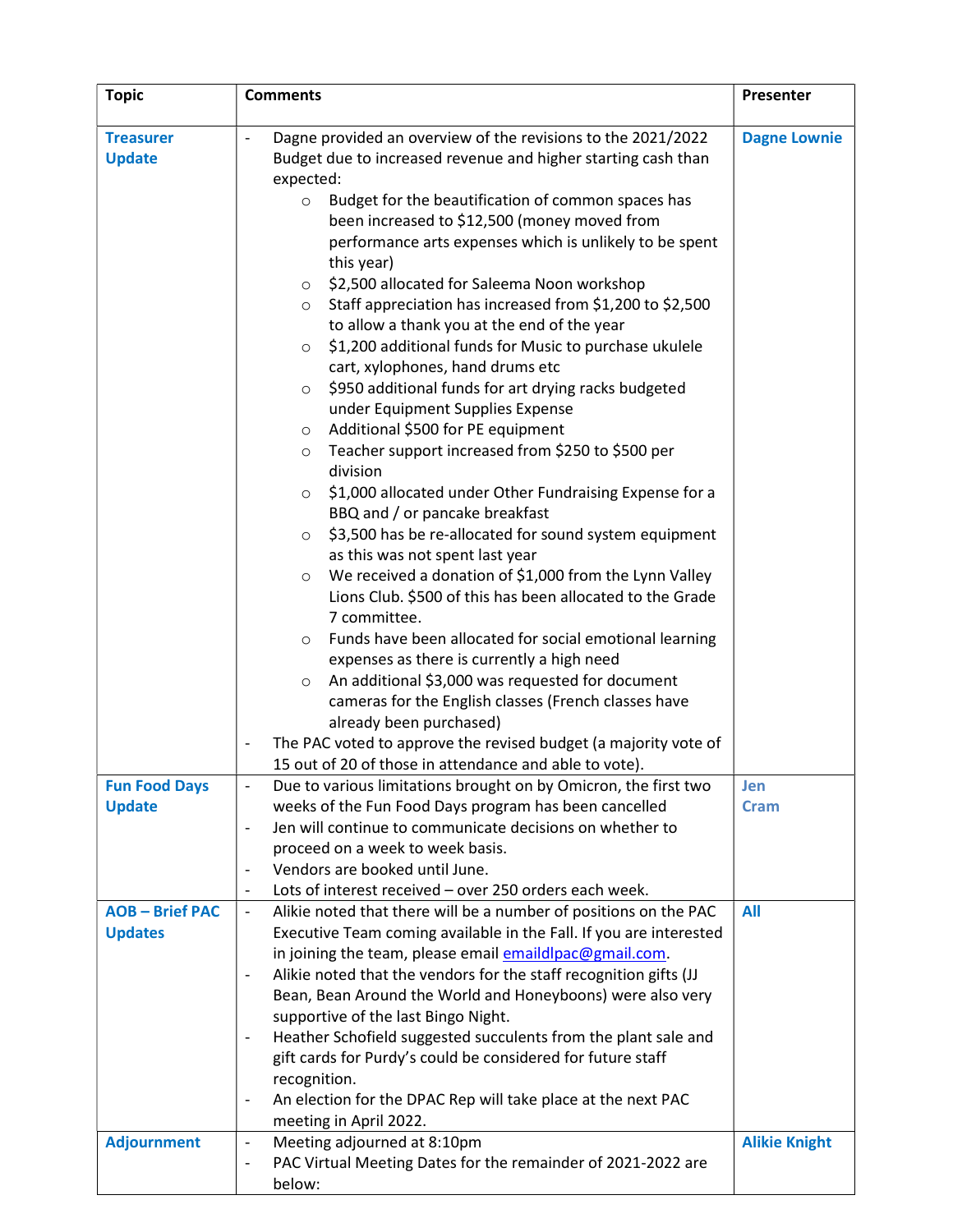| Topic | Comments | Presenter |
|---|---|---|
| **Treasurer Update** | - Dagne provided an overview of the revisions to the 2021/2022 Budget due to increased revenue and higher starting cash than expected:<br>o Budget for the beautification of common spaces has been increased to $12,500 (money moved from performance arts expenses which is unlikely to be spent this year)<br>o $2,500 allocated for Saleema Noon workshop<br>o Staff appreciation has increased from $1,200 to $2,500 to allow a thank you at the end of the year<br>o $1,200 additional funds for Music to purchase ukulele cart, xylophones, hand drums etc<br>o $950 additional funds for art drying racks budgeted under Equipment Supplies Expense<br>o Additional $500 for PE equipment<br>o Teacher support increased from $250 to $500 per division<br>o $1,000 allocated under Other Fundraising Expense for a BBQ and / or pancake breakfast<br>o $3,500 has be re-allocated for sound system equipment as this was not spent last year<br>o We received a donation of $1,000 from the Lynn Valley Lions Club. $500 of this has been allocated to the Grade 7 committee.<br>o Funds have been allocated for social emotional learning expenses as there is currently a high need<br>o An additional $3,000 was requested for document cameras for the English classes (French classes have already been purchased)<br>- The PAC voted to approve the revised budget (a majority vote of 15 out of 20 of those in attendance and able to vote). | **Dagne Lownie** |
| **Fun Food Days Update** | - Due to various limitations brought on by Omicron, the first two weeks of the Fun Food Days program has been cancelled<br>- Jen will continue to communicate decisions on whether to proceed on a week to week basis.<br>- Vendors are booked until June.<br>- Lots of interest received – over 250 orders each week. | **Jen Cram** |
| **AOB – Brief PAC Updates** | - Alikie noted that there will be a number of positions on the PAC Executive Team coming available in the Fall. If you are interested in joining the team, please email emaildlpac@gmail.com.<br>- Alikie noted that the vendors for the staff recognition gifts (JJ Bean, Bean Around the World and Honeyboons) were also very supportive of the last Bingo Night.<br>- Heather Schofield suggested succulents from the plant sale and gift cards for Purdy's could be considered for future staff recognition.<br>- An election for the DPAC Rep will take place at the next PAC meeting in April 2022. | **All** |
| **Adjournment** | - Meeting adjourned at 8:10pm<br>- PAC Virtual Meeting Dates for the remainder of 2021-2022 are below: | **Alikie Knight** |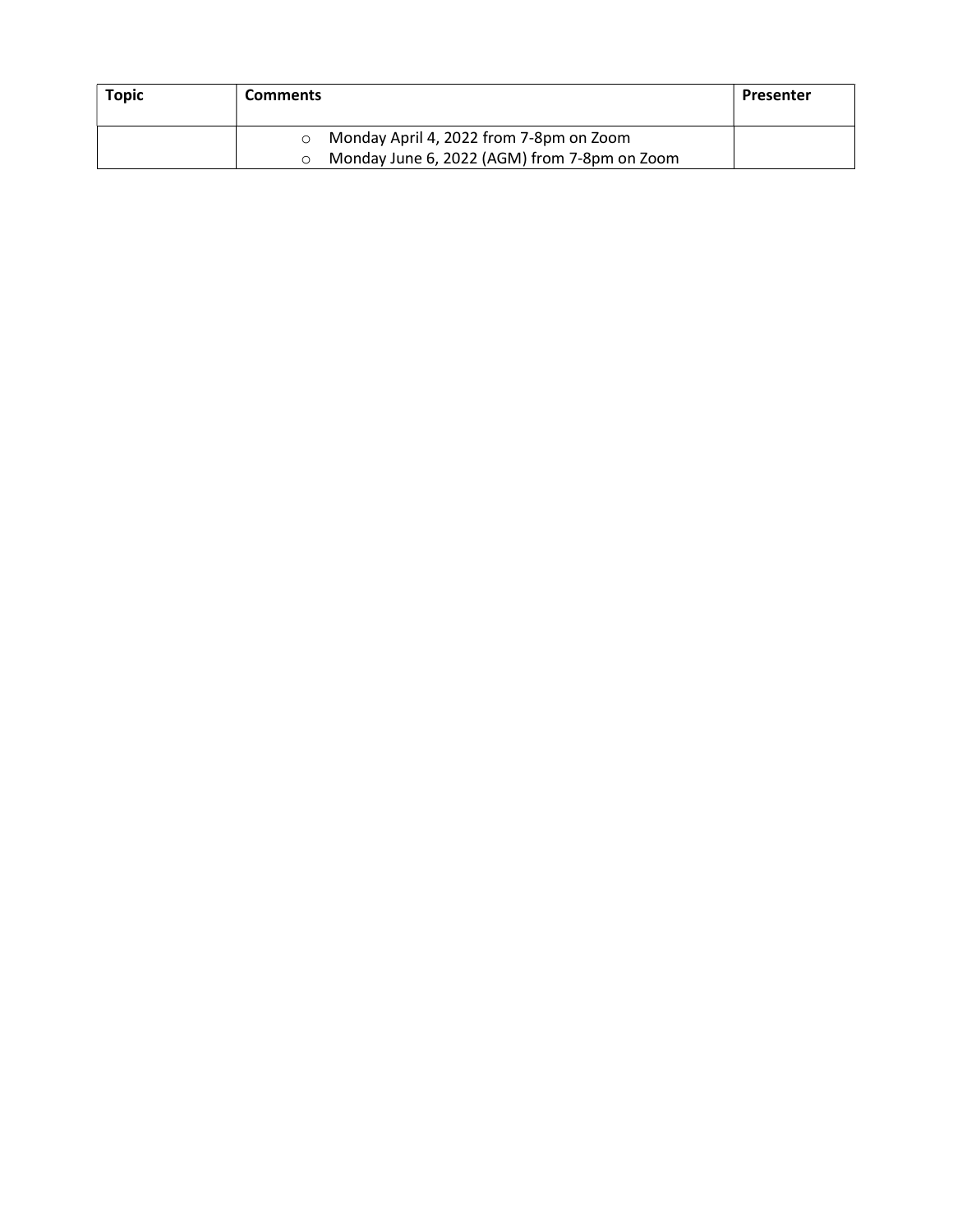| Topic | Comments | Presenter |
| --- | --- | --- |
| | ○ Monday April 4, 2022 from 7-8pm on Zoom<br>○ Monday June 6, 2022 (AGM) from 7-8pm on Zoom | |